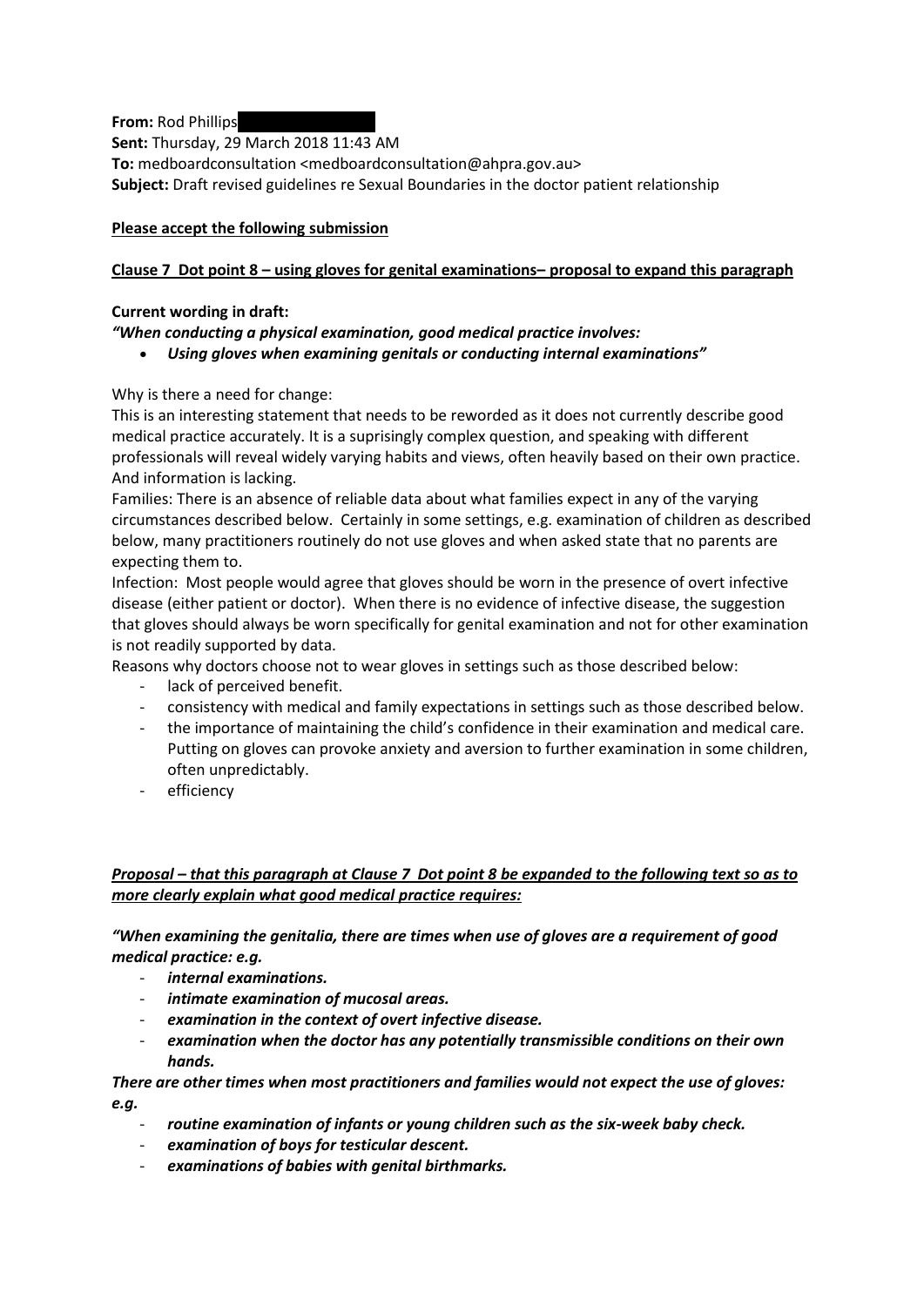**From:** Rod Phillips
**Sent:** Thursday, 29 March 2018 11:43 AM
**To:** medboardconsultation <medboardconsultation@ahpra.gov.au>
**Subject:** Draft revised guidelines re Sexual Boundaries in the doctor patient relationship

**Please accept the following submission**

**Clause 7 Dot point 8 – using gloves for genital examinations– proposal to expand this paragraph**

**Current wording in draft:**

***"When conducting a physical examination, good medical practice involves:***

- ***Using gloves when examining genitals or conducting internal examinations"***

Why is there a need for change:

This is an interesting statement that needs to be reworded as it does not currently describe good medical practice accurately. It is a suprisingly complex question, and speaking with different professionals will reveal widely varying habits and views, often heavily based on their own practice. And information is lacking.

Families: There is an absence of reliable data about what families expect in any of the varying circumstances described below. Certainly in some settings, e.g. examination of children as described below, many practitioners routinely do not use gloves and when asked state that no parents are expecting them to.

Infection: Most people would agree that gloves should be worn in the presence of overt infective disease (either patient or doctor). When there is no evidence of infective disease, the suggestion that gloves should always be worn specifically for genital examination and not for other examination is not readily supported by data.

Reasons why doctors choose not to wear gloves in settings such as those described below:

- lack of perceived benefit.
- consistency with medical and family expectations in settings such as those described below.
- the importance of maintaining the child's confidence in their examination and medical care. Putting on gloves can provoke anxiety and aversion to further examination in some children, often unpredictably.
- efficiency

***Proposal – that this paragraph at Clause 7 Dot point 8 be expanded to the following text so as to more clearly explain what good medical practice requires:***

***"When examining the genitalia, there are times when use of gloves are a requirement of good medical practice: e.g.***

- ***internal examinations.***
- ***intimate examination of mucosal areas.***
- ***examination in the context of overt infective disease.***
- ***examination when the doctor has any potentially transmissible conditions on their own hands.***

***There are other times when most practitioners and families would not expect the use of gloves: e.g.***

- ***routine examination of infants or young children such as the six-week baby check.***
- ***examination of boys for testicular descent.***
- ***examinations of babies with genital birthmarks.***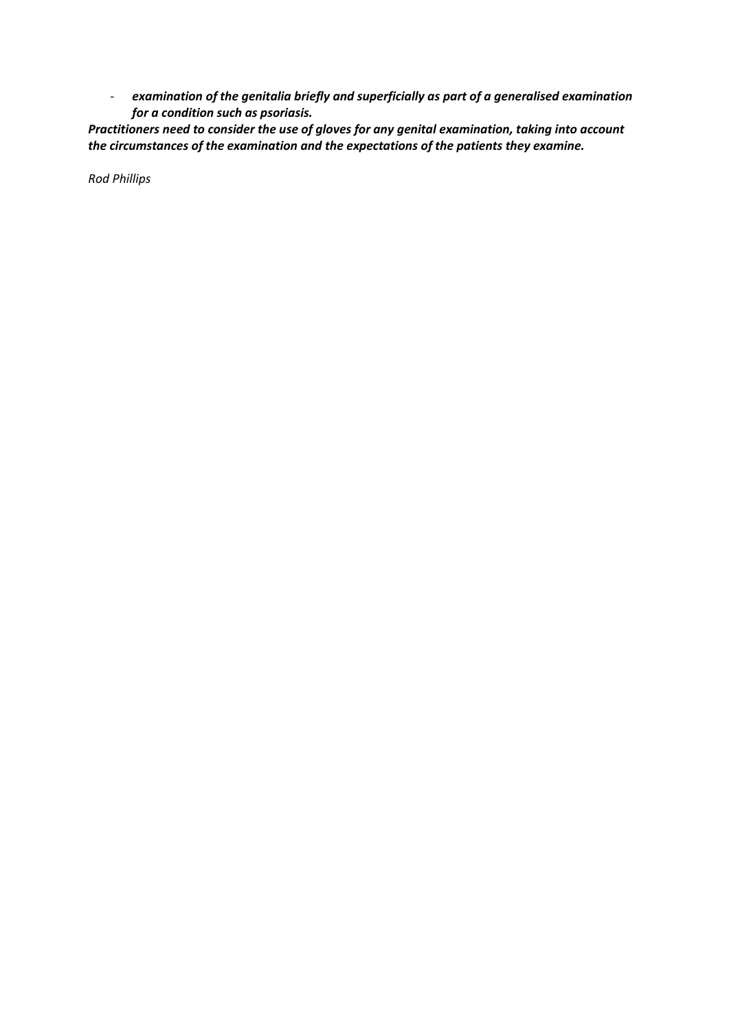- ***examination of the genitalia briefly and superficially as part of a generalised examination for a condition such as psoriasis.***

***Practitioners need to consider the use of gloves for any genital examination, taking into account the circumstances of the examination and the expectations of the patients they examine.***

*Rod Phillips*